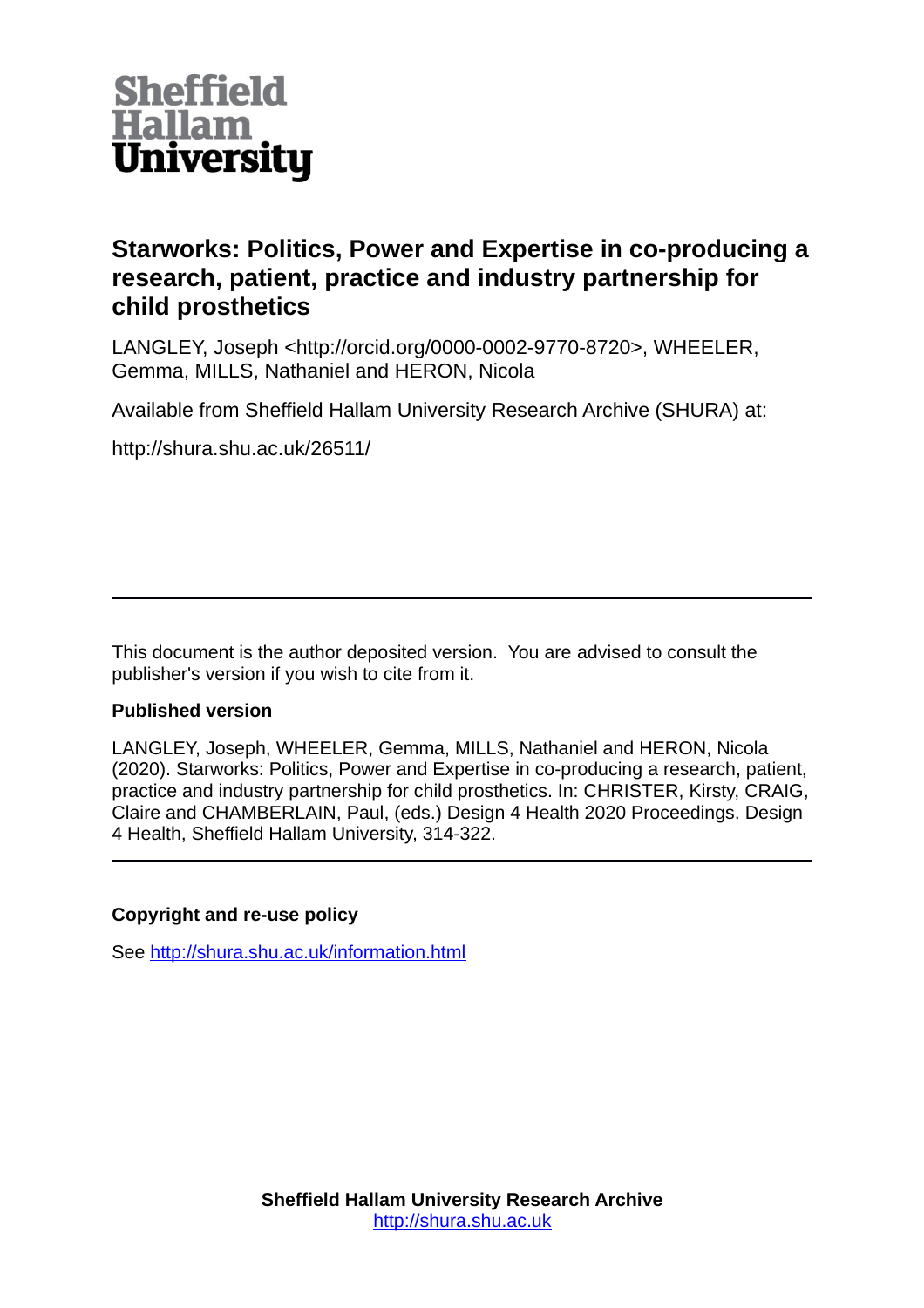Sheffield Hallam University

# Starworks: Politics, Power and Expertise in co-producing a research, patient, practice and industry partnership for child prosthetics

LANGLEY, Joseph <http://orcid.org/0000-0002-9770-8720>, WHEELER, Gemma, MILLS, Nathaniel and HERON, Nicola

Available from Sheffield Hallam University Research Archive (SHURA) at:

http://shura.shu.ac.uk/26511/

---

This document is the author deposited version. You are advised to consult the publisher's version if you wish to cite from it.

**Published version**

LANGLEY, Joseph, WHEELER, Gemma, MILLS, Nathaniel and HERON, Nicola (2020). Starworks: Politics, Power and Expertise in co-producing a research, patient, practice and industry partnership for child prosthetics. In: CHRISTER, Kirsty, CRAIG, Claire and CHAMBERLAIN, Paul, (eds.) Design 4 Health 2020 Proceedings. Design 4 Health, Sheffield Hallam University, 314-322.

---

**Copyright and re-use policy**

See [http://shura.shu.ac.uk/information.html](http://shura.shu.ac.uk/information.html)

**Sheffield Hallam University Research Archive**
[http://shura.shu.ac.uk](http://shura.shu.ac.uk)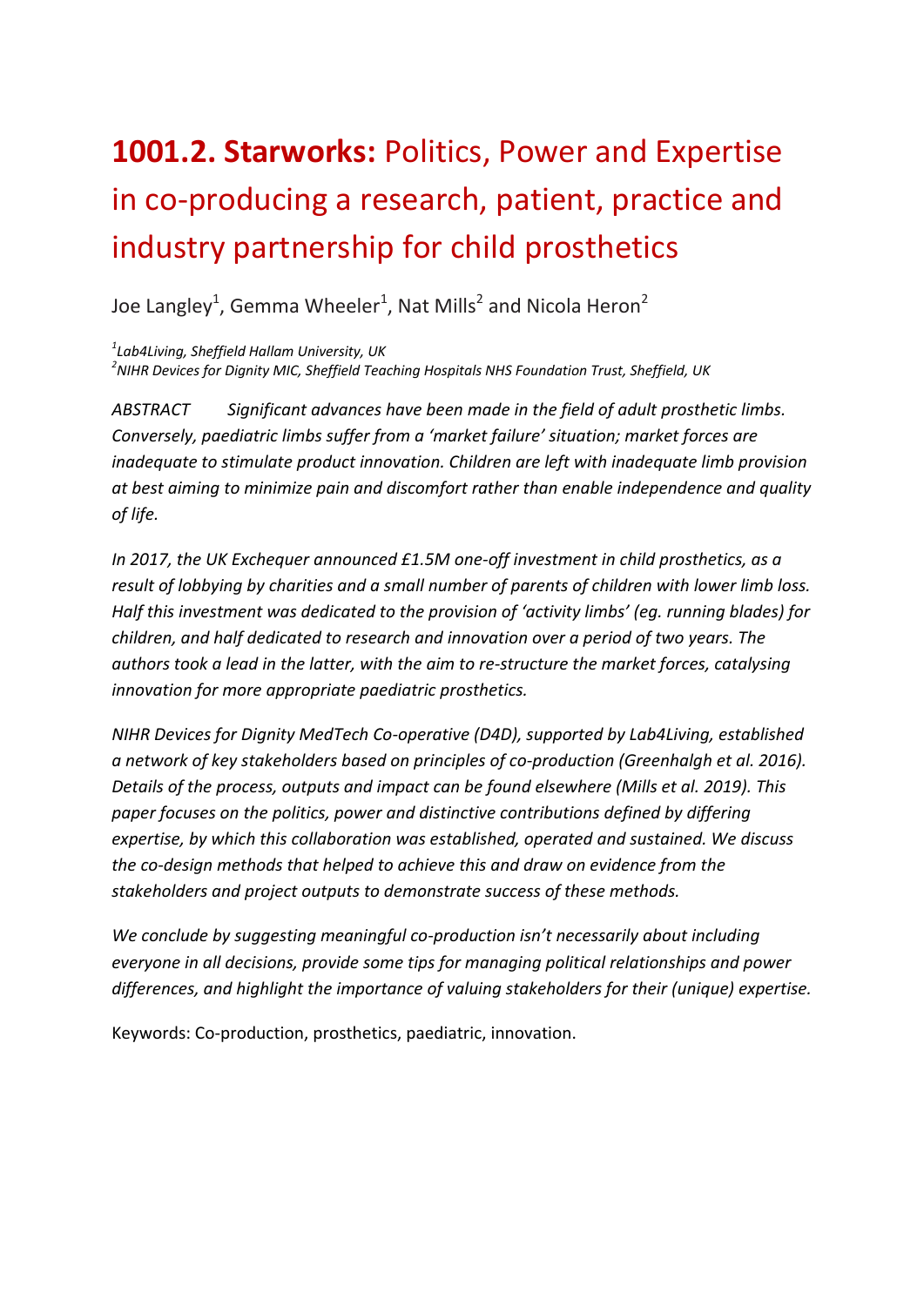# **1001.2. Starworks:** Politics, Power and Expertise in co-producing a research, patient, practice and industry partnership for child prosthetics

Joe Langley[1], Gemma Wheeler[1], Nat Mills[2] and Nicola Heron[2]

*[1]Lab4Living, Sheffield Hallam University, UK*
*[2]NIHR Devices for Dignity MIC, Sheffield Teaching Hospitals NHS Foundation Trust, Sheffield, UK*

*ABSTRACT Significant advances have been made in the field of adult prosthetic limbs. Conversely, paediatric limbs suffer from a 'market failure' situation; market forces are inadequate to stimulate product innovation. Children are left with inadequate limb provision at best aiming to minimize pain and discomfort rather than enable independence and quality of life.*

*In 2017, the UK Exchequer announced £1.5M one-off investment in child prosthetics, as a result of lobbying by charities and a small number of parents of children with lower limb loss. Half this investment was dedicated to the provision of 'activity limbs' (eg. running blades) for children, and half dedicated to research and innovation over a period of two years. The authors took a lead in the latter, with the aim to re-structure the market forces, catalysing innovation for more appropriate paediatric prosthetics.*

*NIHR Devices for Dignity MedTech Co-operative (D4D), supported by Lab4Living, established a network of key stakeholders based on principles of co-production (Greenhalgh et al. 2016). Details of the process, outputs and impact can be found elsewhere (Mills et al. 2019). This paper focuses on the politics, power and distinctive contributions defined by differing expertise, by which this collaboration was established, operated and sustained. We discuss the co-design methods that helped to achieve this and draw on evidence from the stakeholders and project outputs to demonstrate success of these methods.*

*We conclude by suggesting meaningful co-production isn't necessarily about including everyone in all decisions, provide some tips for managing political relationships and power differences, and highlight the importance of valuing stakeholders for their (unique) expertise.*

Keywords: Co-production, prosthetics, paediatric, innovation.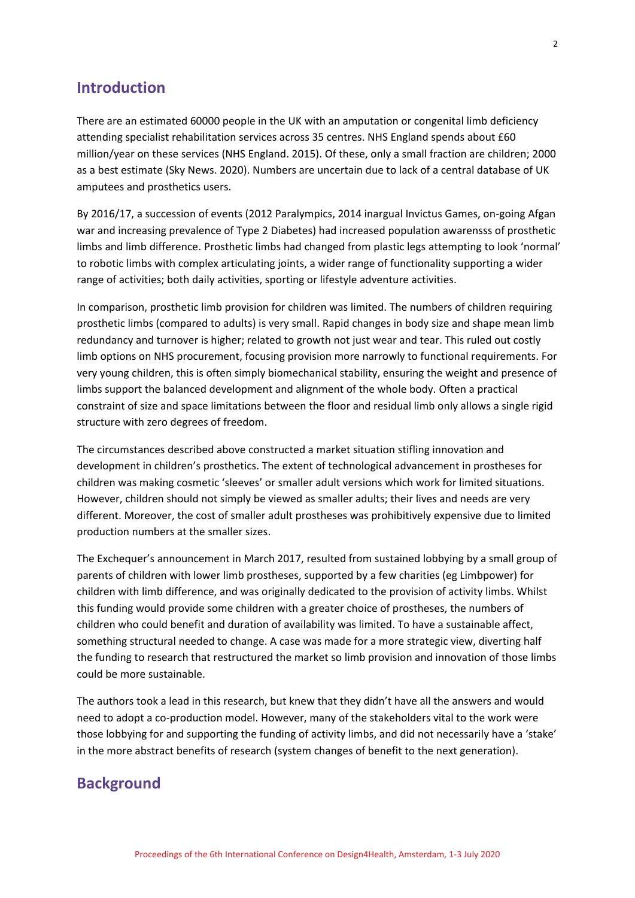## Introduction

There are an estimated 60000 people in the UK with an amputation or congenital limb deficiency attending specialist rehabilitation services across 35 centres. NHS England spends about £60 million/year on these services (NHS England. 2015). Of these, only a small fraction are children; 2000 as a best estimate (Sky News. 2020). Numbers are uncertain due to lack of a central database of UK amputees and prosthetics users.

By 2016/17, a succession of events (2012 Paralympics, 2014 inargual Invictus Games, on-going Afgan war and increasing prevalence of Type 2 Diabetes) had increased population awarensss of prosthetic limbs and limb difference. Prosthetic limbs had changed from plastic legs attempting to look 'normal' to robotic limbs with complex articulating joints, a wider range of functionality supporting a wider range of activities; both daily activities, sporting or lifestyle adventure activities.

In comparison, prosthetic limb provision for children was limited. The numbers of children requiring prosthetic limbs (compared to adults) is very small. Rapid changes in body size and shape mean limb redundancy and turnover is higher; related to growth not just wear and tear. This ruled out costly limb options on NHS procurement, focusing provision more narrowly to functional requirements. For very young children, this is often simply biomechanical stability, ensuring the weight and presence of limbs support the balanced development and alignment of the whole body. Often a practical constraint of size and space limitations between the floor and residual limb only allows a single rigid structure with zero degrees of freedom.

The circumstances described above constructed a market situation stifling innovation and development in children's prosthetics. The extent of technological advancement in prostheses for children was making cosmetic 'sleeves' or smaller adult versions which work for limited situations. However, children should not simply be viewed as smaller adults; their lives and needs are very different. Moreover, the cost of smaller adult prostheses was prohibitively expensive due to limited production numbers at the smaller sizes.

The Exchequer's announcement in March 2017, resulted from sustained lobbying by a small group of parents of children with lower limb prostheses, supported by a few charities (eg Limbpower) for children with limb difference, and was originally dedicated to the provision of activity limbs. Whilst this funding would provide some children with a greater choice of prostheses, the numbers of children who could benefit and duration of availability was limited. To have a sustainable affect, something structural needed to change. A case was made for a more strategic view, diverting half the funding to research that restructured the market so limb provision and innovation of those limbs could be more sustainable.

The authors took a lead in this research, but knew that they didn't have all the answers and would need to adopt a co-production model. However, many of the stakeholders vital to the work were those lobbying for and supporting the funding of activity limbs, and did not necessarily have a 'stake' in the more abstract benefits of research (system changes of benefit to the next generation).

## Background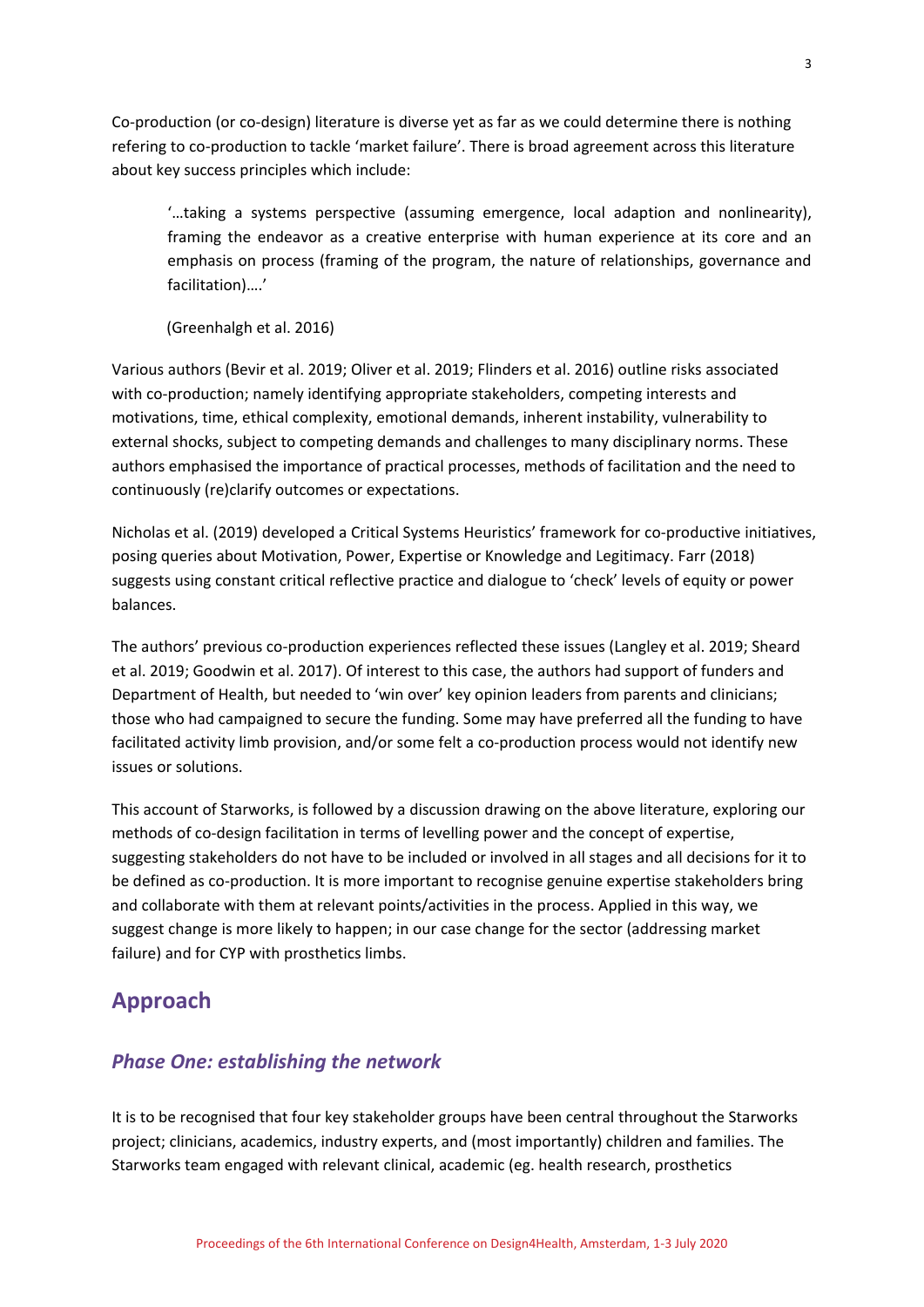Co-production (or co-design) literature is diverse yet as far as we could determine there is nothing refering to co-production to tackle 'market failure'. There is broad agreement across this literature about key success principles which include:

> '…taking a systems perspective (assuming emergence, local adaption and nonlinearity), framing the endeavor as a creative enterprise with human experience at its core and an emphasis on process (framing of the program, the nature of relationships, governance and facilitation)….'
>
> (Greenhalgh et al. 2016)

Various authors (Bevir et al. 2019; Oliver et al. 2019; Flinders et al. 2016) outline risks associated with co-production; namely identifying appropriate stakeholders, competing interests and motivations, time, ethical complexity, emotional demands, inherent instability, vulnerability to external shocks, subject to competing demands and challenges to many disciplinary norms. These authors emphasised the importance of practical processes, methods of facilitation and the need to continuously (re)clarify outcomes or expectations.

Nicholas et al. (2019) developed a Critical Systems Heuristics' framework for co-productive initiatives, posing queries about Motivation, Power, Expertise or Knowledge and Legitimacy. Farr (2018) suggests using constant critical reflective practice and dialogue to 'check' levels of equity or power balances.

The authors' previous co-production experiences reflected these issues (Langley et al. 2019; Sheard et al. 2019; Goodwin et al. 2017). Of interest to this case, the authors had support of funders and Department of Health, but needed to 'win over' key opinion leaders from parents and clinicians; those who had campaigned to secure the funding. Some may have preferred all the funding to have facilitated activity limb provision, and/or some felt a co-production process would not identify new issues or solutions.

This account of Starworks, is followed by a discussion drawing on the above literature, exploring our methods of co-design facilitation in terms of levelling power and the concept of expertise, suggesting stakeholders do not have to be included or involved in all stages and all decisions for it to be defined as co-production. It is more important to recognise genuine expertise stakeholders bring and collaborate with them at relevant points/activities in the process. Applied in this way, we suggest change is more likely to happen; in our case change for the sector (addressing market failure) and for CYP with prosthetics limbs.

## Approach

### *Phase One: establishing the network*

It is to be recognised that four key stakeholder groups have been central throughout the Starworks project; clinicians, academics, industry experts, and (most importantly) children and families. The Starworks team engaged with relevant clinical, academic (eg. health research, prosthetics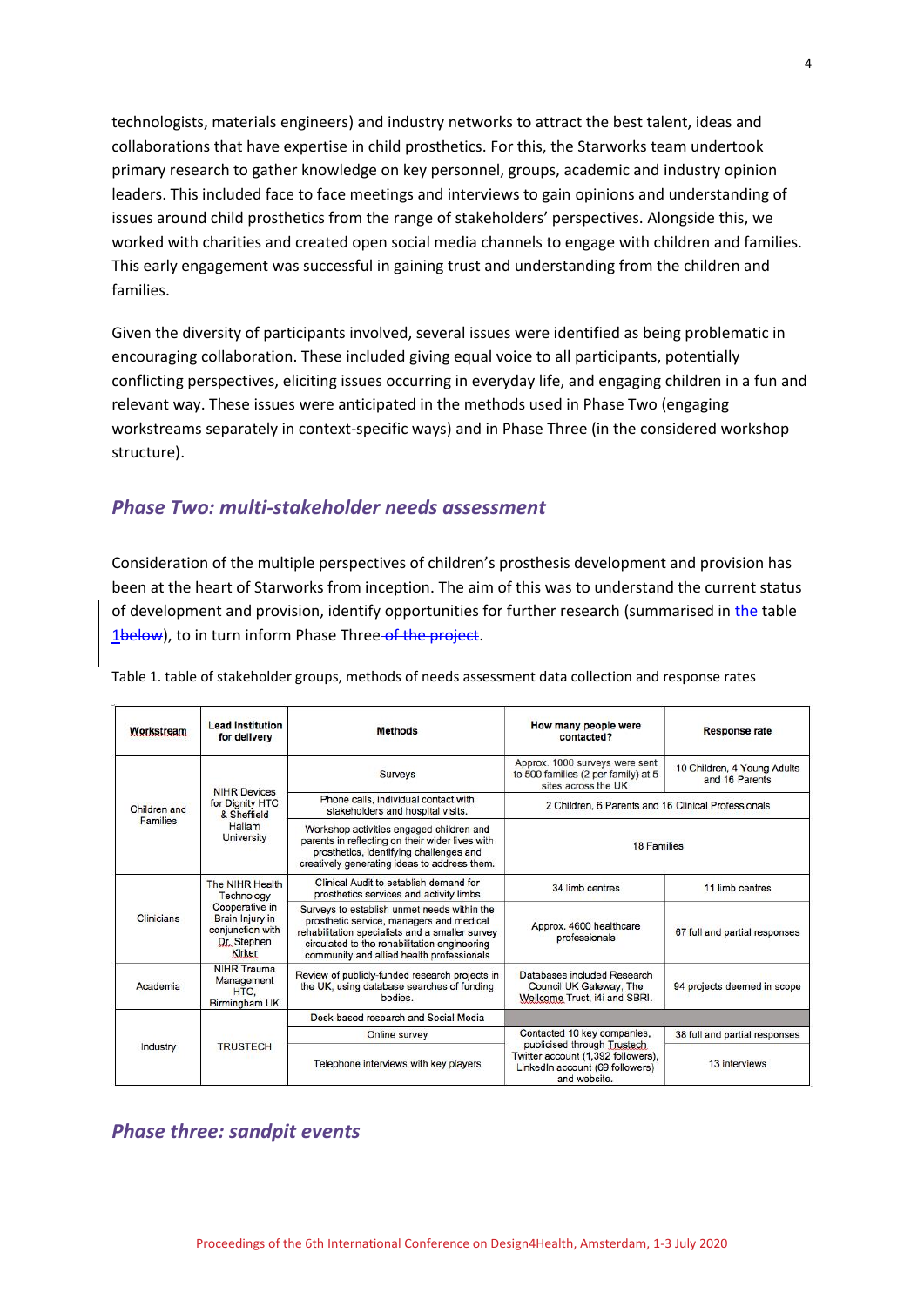technologists, materials engineers) and industry networks to attract the best talent, ideas and collaborations that have expertise in child prosthetics. For this, the Starworks team undertook primary research to gather knowledge on key personnel, groups, academic and industry opinion leaders. This included face to face meetings and interviews to gain opinions and understanding of issues around child prosthetics from the range of stakeholders' perspectives. Alongside this, we worked with charities and created open social media channels to engage with children and families. This early engagement was successful in gaining trust and understanding from the children and families.

Given the diversity of participants involved, several issues were identified as being problematic in encouraging collaboration. These included giving equal voice to all participants, potentially conflicting perspectives, eliciting issues occurring in everyday life, and engaging children in a fun and relevant way. These issues were anticipated in the methods used in Phase Two (engaging workstreams separately in context-specific ways) and in Phase Three (in the considered workshop structure).

## *Phase Two: multi-stakeholder needs assessment*

Consideration of the multiple perspectives of children's prosthesis development and provision has been at the heart of Starworks from inception. The aim of this was to understand the current status of development and provision, identify opportunities for further research (summarised in ~~the~~ table 1~~below~~), to in turn inform Phase Three~~ of the project~~.

Table 1. table of stakeholder groups, methods of needs assessment data collection and response rates

| Workstream | Lead Institution for delivery | Methods | How many people were contacted? | Response rate |
|---|---|---|---|---|
| Children and Families | NIHR Devices for Dignity HTC & Sheffield Hallam University | Surveys | Approx. 1000 surveys were sent to 500 families (2 per family) at 5 sites across the UK | 10 Children, 4 Young Adults and 16 Parents |
| | | Phone calls, individual contact with stakeholders and hospital visits. | 2 Children, 6 Parents and 16 Clinical Professionals | |
| | | Workshop activities engaged children and parents in reflecting on their wider lives with prosthetics, identifying challenges and creatively generating ideas to address them. | 18 Families | |
| Clinicians | The NIHR Health Technology Cooperative in Brain Injury in conjunction with Dr. Stephen Kirker | Clinical Audit to establish demand for prosthetics services and activity limbs | 34 limb centres | 11 limb centres |
| | | Surveys to establish unmet needs within the prosthetic service, managers and medical rehabilitation specialists and a smaller survey circulated to the rehabilitation engineering community and allied health professionals | Approx. 4600 healthcare professionals | 67 full and partial responses |
| Academia | NIHR Trauma Management HTC, Birmingham UK | Review of publicly-funded research projects in the UK, using database searches of funding bodies. | Databases included Research Council UK Gateway, The Wellcome Trust, i4i and SBRI. | 94 projects deemed in scope |
| Industry | TRUSTECH | Desk-based research and Social Media | | |
| | | Online survey | Contacted 10 key companies, publicised through Trustech Twitter account (1,392 followers), LinkedIn account (69 followers) and website. | 38 full and partial responses |
| | | Telephone interviews with key players | | 13 interviews |

## *Phase three: sandpit events*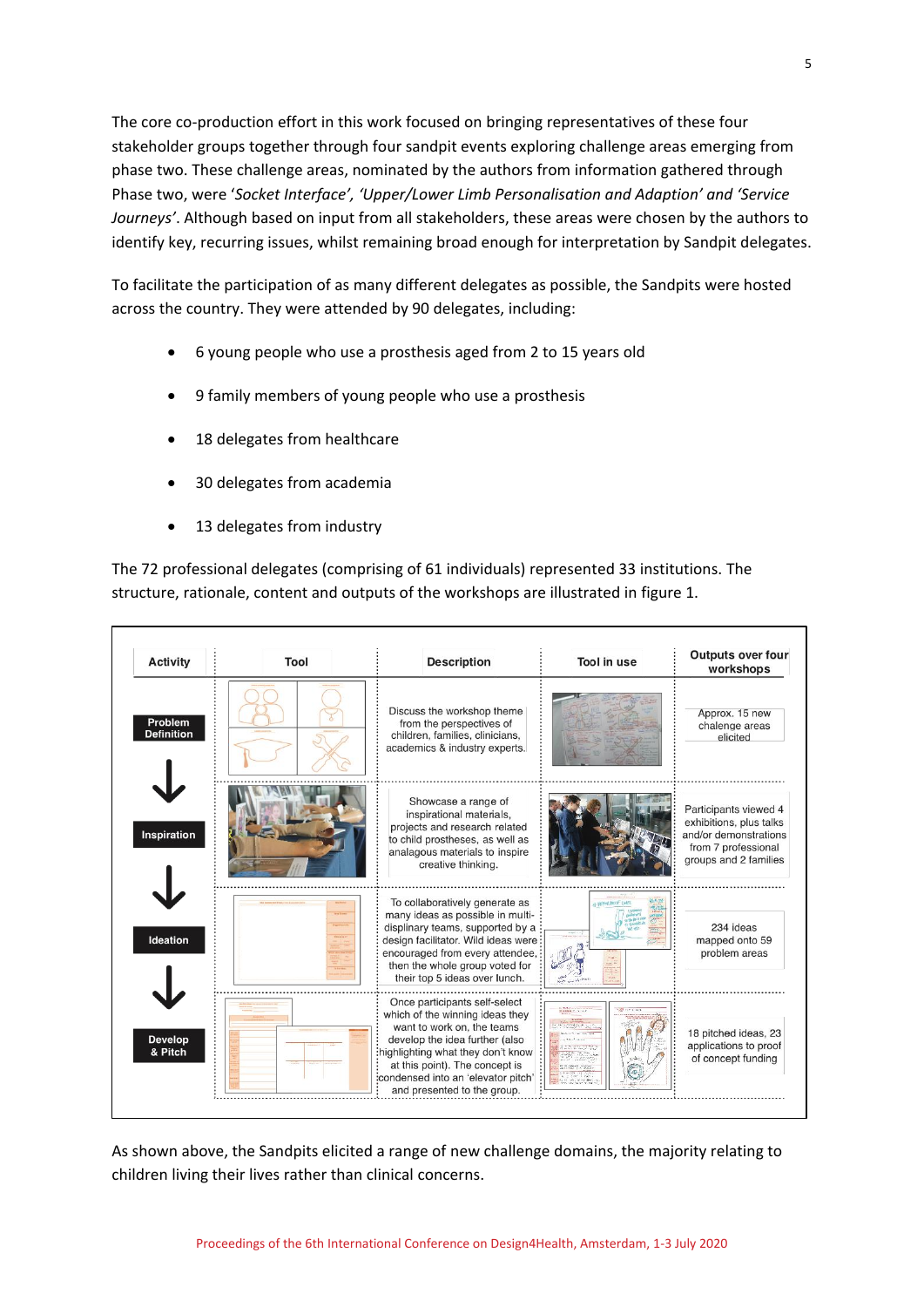The core co-production effort in this work focused on bringing representatives of these four stakeholder groups together through four sandpit events exploring challenge areas emerging from phase two. These challenge areas, nominated by the authors from information gathered through Phase two, were '*Socket Interface', 'Upper/Lower Limb Personalisation and Adaption' and 'Service Journeys'*. Although based on input from all stakeholders, these areas were chosen by the authors to identify key, recurring issues, whilst remaining broad enough for interpretation by Sandpit delegates.

To facilitate the participation of as many different delegates as possible, the Sandpits were hosted across the country. They were attended by 90 delegates, including:

- 6 young people who use a prosthesis aged from 2 to 15 years old
- 9 family members of young people who use a prosthesis
- 18 delegates from healthcare
- 30 delegates from academia
- 13 delegates from industry

The 72 professional delegates (comprising of 61 individuals) represented 33 institutions. The structure, rationale, content and outputs of the workshops are illustrated in figure 1.

| Activity | Tool | Description | Tool in use | Outputs over four workshops |
|---|---|---|---|---|
| Problem Definition | | Discuss the workshop theme from the perspectives of children, families, clinicians, academics & industry experts. | | Approx. 15 new chalenge areas elicited |
| Inspiration | | Showcase a range of inspirational materials, projects and research related to child prostheses, as well as analagous materials to inspire creative thinking. | | Participants viewed 4 exhibitions, plus talks and/or demonstrations from 7 professional groups and 2 families |
| Ideation | | To collaboratively generate as many ideas as possible in multi-displinary teams, supported by a design facilitator. Wild ideas were encouraged from every attendee, then the whole group voted for their top 5 ideas over lunch. | | 234 ideas mapped onto 59 problem areas |
| Develop & Pitch | | Once participants self-select which of the winning ideas they want to work on, the teams develop the idea further (also highlighting what they don't know at this point). The concept is condensed into an 'elevator pitch' and presented to the group. | | 18 pitched ideas, 23 applications to proof of concept funding |

As shown above, the Sandpits elicited a range of new challenge domains, the majority relating to children living their lives rather than clinical concerns.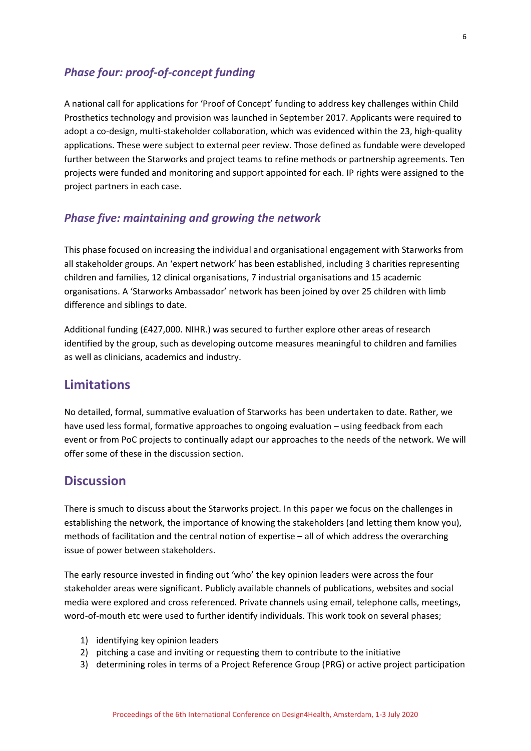### *Phase four: proof-of-concept funding*

A national call for applications for 'Proof of Concept' funding to address key challenges within Child Prosthetics technology and provision was launched in September 2017. Applicants were required to adopt a co-design, multi-stakeholder collaboration, which was evidenced within the 23, high-quality applications. These were subject to external peer review. Those defined as fundable were developed further between the Starworks and project teams to refine methods or partnership agreements. Ten projects were funded and monitoring and support appointed for each. IP rights were assigned to the project partners in each case.

### *Phase five: maintaining and growing the network*

This phase focused on increasing the individual and organisational engagement with Starworks from all stakeholder groups. An 'expert network' has been established, including 3 charities representing children and families, 12 clinical organisations, 7 industrial organisations and 15 academic organisations. A 'Starworks Ambassador' network has been joined by over 25 children with limb difference and siblings to date.

Additional funding (£427,000. NIHR.) was secured to further explore other areas of research identified by the group, such as developing outcome measures meaningful to children and families as well as clinicians, academics and industry.

## Limitations

No detailed, formal, summative evaluation of Starworks has been undertaken to date. Rather, we have used less formal, formative approaches to ongoing evaluation – using feedback from each event or from PoC projects to continually adapt our approaches to the needs of the network. We will offer some of these in the discussion section.

## Discussion

There is smuch to discuss about the Starworks project. In this paper we focus on the challenges in establishing the network, the importance of knowing the stakeholders (and letting them know you), methods of facilitation and the central notion of expertise – all of which address the overarching issue of power between stakeholders.

The early resource invested in finding out 'who' the key opinion leaders were across the four stakeholder areas were significant. Publicly available channels of publications, websites and social media were explored and cross referenced. Private channels using email, telephone calls, meetings, word-of-mouth etc were used to further identify individuals. This work took on several phases;

1) identifying key opinion leaders
2) pitching a case and inviting or requesting them to contribute to the initiative
3) determining roles in terms of a Project Reference Group (PRG) or active project participation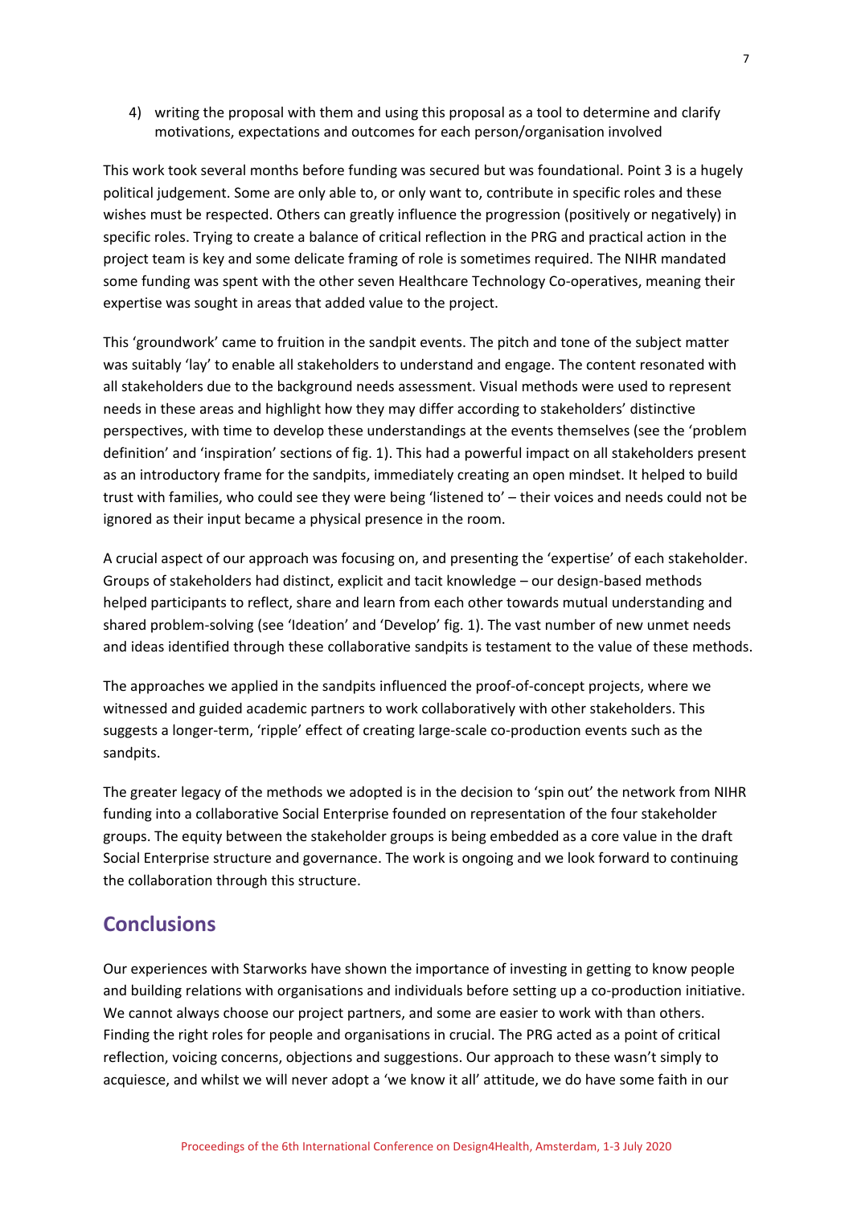4) writing the proposal with them and using this proposal as a tool to determine and clarify motivations, expectations and outcomes for each person/organisation involved

This work took several months before funding was secured but was foundational. Point 3 is a hugely political judgement. Some are only able to, or only want to, contribute in specific roles and these wishes must be respected. Others can greatly influence the progression (positively or negatively) in specific roles. Trying to create a balance of critical reflection in the PRG and practical action in the project team is key and some delicate framing of role is sometimes required. The NIHR mandated some funding was spent with the other seven Healthcare Technology Co-operatives, meaning their expertise was sought in areas that added value to the project.

This 'groundwork' came to fruition in the sandpit events. The pitch and tone of the subject matter was suitably 'lay' to enable all stakeholders to understand and engage. The content resonated with all stakeholders due to the background needs assessment. Visual methods were used to represent needs in these areas and highlight how they may differ according to stakeholders' distinctive perspectives, with time to develop these understandings at the events themselves (see the 'problem definition' and 'inspiration' sections of fig. 1). This had a powerful impact on all stakeholders present as an introductory frame for the sandpits, immediately creating an open mindset. It helped to build trust with families, who could see they were being 'listened to' – their voices and needs could not be ignored as their input became a physical presence in the room.

A crucial aspect of our approach was focusing on, and presenting the 'expertise' of each stakeholder. Groups of stakeholders had distinct, explicit and tacit knowledge – our design-based methods helped participants to reflect, share and learn from each other towards mutual understanding and shared problem-solving (see 'Ideation' and 'Develop' fig. 1). The vast number of new unmet needs and ideas identified through these collaborative sandpits is testament to the value of these methods.

The approaches we applied in the sandpits influenced the proof-of-concept projects, where we witnessed and guided academic partners to work collaboratively with other stakeholders. This suggests a longer-term, 'ripple' effect of creating large-scale co-production events such as the sandpits.

The greater legacy of the methods we adopted is in the decision to 'spin out' the network from NIHR funding into a collaborative Social Enterprise founded on representation of the four stakeholder groups. The equity between the stakeholder groups is being embedded as a core value in the draft Social Enterprise structure and governance. The work is ongoing and we look forward to continuing the collaboration through this structure.

## Conclusions

Our experiences with Starworks have shown the importance of investing in getting to know people and building relations with organisations and individuals before setting up a co-production initiative. We cannot always choose our project partners, and some are easier to work with than others. Finding the right roles for people and organisations in crucial. The PRG acted as a point of critical reflection, voicing concerns, objections and suggestions. Our approach to these wasn't simply to acquiesce, and whilst we will never adopt a 'we know it all' attitude, we do have some faith in our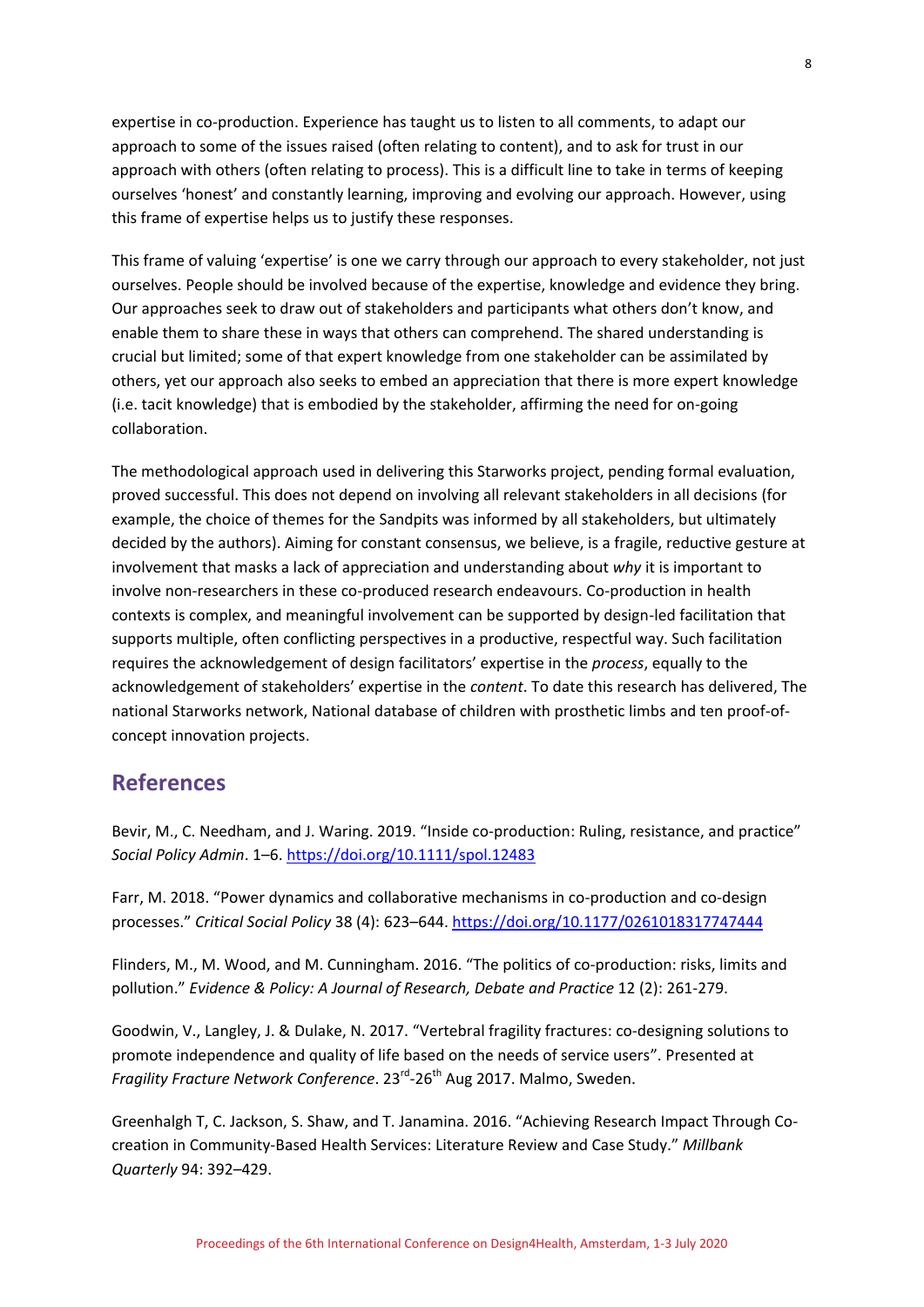expertise in co-production. Experience has taught us to listen to all comments, to adapt our approach to some of the issues raised (often relating to content), and to ask for trust in our approach with others (often relating to process). This is a difficult line to take in terms of keeping ourselves 'honest' and constantly learning, improving and evolving our approach. However, using this frame of expertise helps us to justify these responses.

This frame of valuing 'expertise' is one we carry through our approach to every stakeholder, not just ourselves. People should be involved because of the expertise, knowledge and evidence they bring. Our approaches seek to draw out of stakeholders and participants what others don't know, and enable them to share these in ways that others can comprehend. The shared understanding is crucial but limited; some of that expert knowledge from one stakeholder can be assimilated by others, yet our approach also seeks to embed an appreciation that there is more expert knowledge (i.e. tacit knowledge) that is embodied by the stakeholder, affirming the need for on-going collaboration.

The methodological approach used in delivering this Starworks project, pending formal evaluation, proved successful. This does not depend on involving all relevant stakeholders in all decisions (for example, the choice of themes for the Sandpits was informed by all stakeholders, but ultimately decided by the authors). Aiming for constant consensus, we believe, is a fragile, reductive gesture at involvement that masks a lack of appreciation and understanding about *why* it is important to involve non-researchers in these co-produced research endeavours. Co-production in health contexts is complex, and meaningful involvement can be supported by design-led facilitation that supports multiple, often conflicting perspectives in a productive, respectful way. Such facilitation requires the acknowledgement of design facilitators' expertise in the *process*, equally to the acknowledgement of stakeholders' expertise in the *content*. To date this research has delivered, The national Starworks network, National database of children with prosthetic limbs and ten proof-of-concept innovation projects.

## References

Bevir, M., C. Needham, and J. Waring. 2019. "Inside co-production: Ruling, resistance, and practice" *Social Policy Admin*. 1–6. https://doi.org/10.1111/spol.12483

Farr, M. 2018. "Power dynamics and collaborative mechanisms in co-production and co-design processes." *Critical Social Policy* 38 (4): 623–644. https://doi.org/10.1177/0261018317747444

Flinders, M., M. Wood, and M. Cunningham. 2016. "The politics of co-production: risks, limits and pollution." *Evidence & Policy: A Journal of Research, Debate and Practice* 12 (2): 261-279.

Goodwin, V., Langley, J. & Dulake, N. 2017. "Vertebral fragility fractures: co-designing solutions to promote independence and quality of life based on the needs of service users". Presented at *Fragility Fracture Network Conference*. 23rd-26th Aug 2017. Malmo, Sweden.

Greenhalgh T, C. Jackson, S. Shaw, and T. Janamina. 2016. "Achieving Research Impact Through Co-creation in Community-Based Health Services: Literature Review and Case Study." *Millbank Quarterly* 94: 392–429.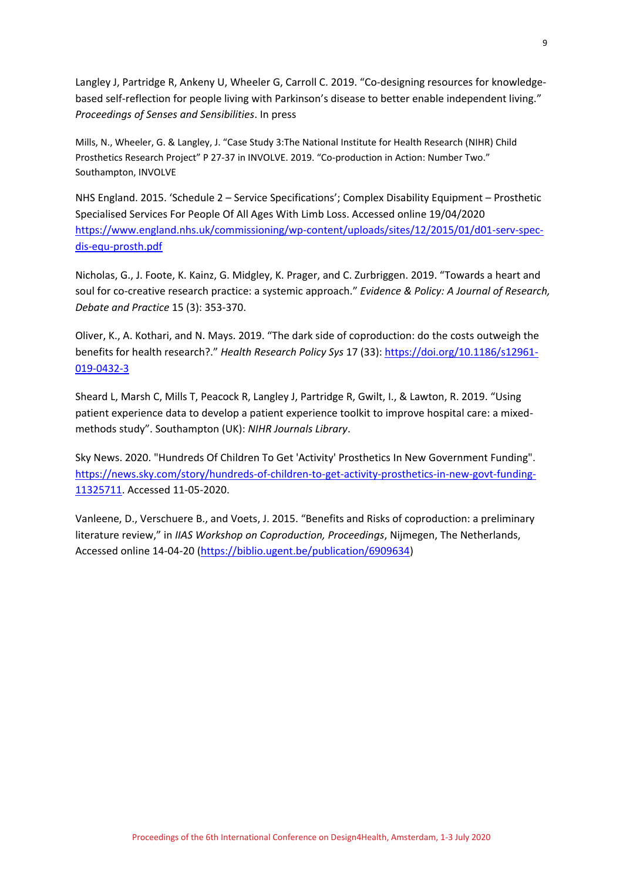Langley J, Partridge R, Ankeny U, Wheeler G, Carroll C. 2019. “Co-designing resources for knowledge-based self-reflection for people living with Parkinson’s disease to better enable independent living.” *Proceedings of Senses and Sensibilities*. In press

Mills, N., Wheeler, G. & Langley, J. “Case Study 3:The National Institute for Health Research (NIHR) Child Prosthetics Research Project” P 27-37 in INVOLVE. 2019. “Co-production in Action: Number Two.” Southampton, INVOLVE

NHS England. 2015. ‘Schedule 2 – Service Specifications’; Complex Disability Equipment – Prosthetic Specialised Services For People Of All Ages With Limb Loss. Accessed online 19/04/2020 https://www.england.nhs.uk/commissioning/wp-content/uploads/sites/12/2015/01/d01-serv-spec-dis-equ-prosth.pdf

Nicholas, G., J. Foote, K. Kainz, G. Midgley, K. Prager, and C. Zurbriggen. 2019. “Towards a heart and soul for co-creative research practice: a systemic approach.” *Evidence & Policy: A Journal of Research, Debate and Practice* 15 (3): 353-370.

Oliver, K., A. Kothari, and N. Mays. 2019. “The dark side of coproduction: do the costs outweigh the benefits for health research?.” *Health Research Policy Sys* 17 (33): https://doi.org/10.1186/s12961-019-0432-3

Sheard L, Marsh C, Mills T, Peacock R, Langley J, Partridge R, Gwilt, I., & Lawton, R. 2019. “Using patient experience data to develop a patient experience toolkit to improve hospital care: a mixed-methods study”. Southampton (UK): *NIHR Journals Library*.

Sky News. 2020. "Hundreds Of Children To Get 'Activity' Prosthetics In New Government Funding". https://news.sky.com/story/hundreds-of-children-to-get-activity-prosthetics-in-new-govt-funding-11325711. Accessed 11-05-2020.

Vanleene, D., Verschuere B., and Voets, J. 2015. “Benefits and Risks of coproduction: a preliminary literature review,” in *IIAS Workshop on Coproduction, Proceedings*, Nijmegen, The Netherlands, Accessed online 14-04-20 (https://biblio.ugent.be/publication/6909634)